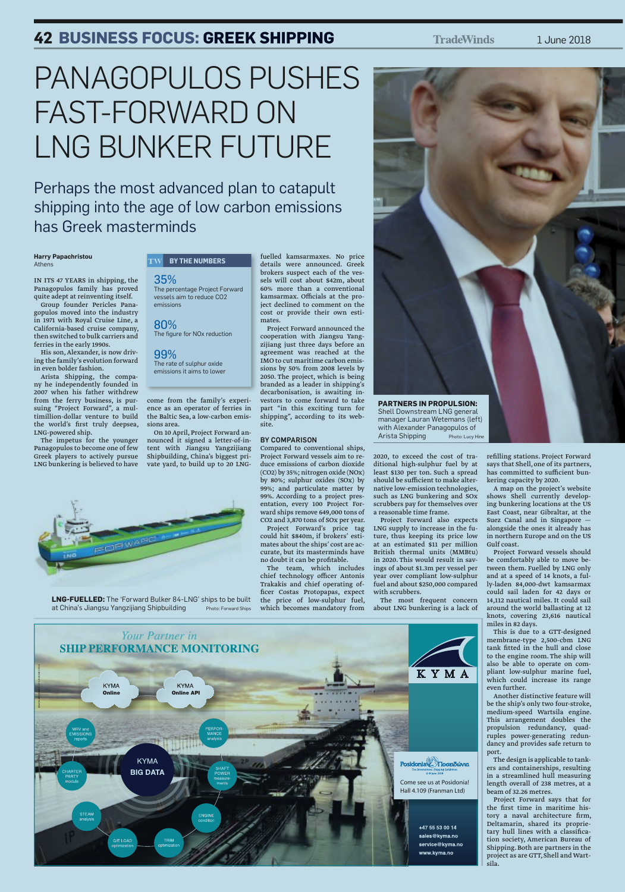# PANAGOPULOS PUSHES FAST-FORWARD ON LNG BUNKER FUTURE

## Perhaps the most advanced plan to catapult shipping into the age of low carbon emissions has Greek masterminds

**Harry Papachristou**
Athens

IN ITS 47 YEARS in shipping, the Panagopulos family has proved quite adept at reinventing itself.

Group founder Pericles Panagopulos moved into the industry in 1971 with Royal Cruise Line, a California-based cruise company, then switched to bulk carriers and ferries in the early 1990s.

His son, Alexander, is now driving the family's evolution forward in even bolder fashion.

Arista Shipping, the company he independently founded in 2007 when his father withdrew from the ferry business, is pursuing "Project Forward", a multimillion-dollar venture to build the world's first truly deepsea, LNG-powered ship.

The impetus for the younger Panagopulos to become one of few Greek players to actively pursue LNG bunkering is believed to have come from the family's experience as an operator of ferries in the Baltic Sea, a low-carbon emissions area.

On 10 April, Project Forward announced it signed a letter-of-intent with Jiangsu Yangzijiang Shipbuilding, China's biggest private yard, to build up to 20 LNG-fuelled kamsarmaxes. No price details were announced. Greek brokers suspect each of the vessels will cost about $42m, about 60% more than a conventional kamsarmax. Officials at the project declined to comment on the cost or provide their own estimates.

Project Forward announced the cooperation with Jiangsu Yangzijiang just three days before an agreement was reached at the IMO to cut maritime carbon emissions by 50% from 2008 levels by 2050. The project, which is being branded as a leader in shipping's decarbonisation, is awaiting investors to come forward to take part "in this exciting turn for shipping", according to its website.

### BY THE NUMBERS

**35%**
The percentage Project Forward vessels aim to reduce CO2 emissions

**80%**
The figure for NOx reduction

**99%**
The rate of sulphur oxide emissions it aims to lower

### BY COMPARISON

Compared to conventional ships, Project Forward vessels aim to reduce emissions of carbon dioxide ($CO_2$) by 35%; nitrogen oxide (NOx) by 80%; sulphur oxides (SOx) by 99%; and particulate matter by 99%. According to a project presentation, every 100 Project Forward ships remove 649,000 tons of $CO_2$ and 3,870 tons of SOx per year.

Project Forward's price tag could hit $840m, if brokers' estimates about the ships' cost are accurate, but its masterminds have no doubt it can be profitable.

The team, which includes chief technology officer Antonis Trakakis and chief operating officer Costas Protopapas, expect the price of low-sulphur fuel, which becomes mandatory from 2020, to exceed the cost of traditional high-sulphur fuel by at least $130 per ton. Such a spread should be sufficient to make alternative low-emission technologies, such as LNG bunkering and SOx scrubbers pay for themselves over a reasonable time frame.

Project Forward also expects LNG supply to increase in the future, thus keeping its price low at an estimated $11 per million British thermal units (MMBtu) in 2020. This would result in savings of about $1.3m per vessel per year over compliant low-sulphur fuel and about $250,000 compared with scrubbers.

The most frequent concern about LNG bunkering is a lack of refilling stations. Project Forward says that Shell, one of its partners, has committed to sufficient bunkering capacity by 2020.

A map on the project's website shows Shell currently developing bunkering locations at the US East Coast, near Gibraltar, at the Suez Canal and in Singapore — alongside the ones it already has in northern Europe and on the US Gulf coast.

Project Forward vessels should be comfortably able to move between them. Fuelled by LNG only and at a speed of 14 knots, a fully-laden 84,000-dwt kamsarmax could sail laden for 42 days or 14,112 nautical miles. It could sail around the world ballasting at 12 knots, covering 23,616 nautical miles in 82 days.

This is due to a GTT-designed membrane-type 2,500-cbm LNG tank fitted in the hull and close to the engine room. The ship will also be able to operate on compliant low-sulphur marine fuel, which could increase its range even further.

Another distinctive feature will be the ship's only two four-stroke, medium-speed Wartsila engine. This arrangement doubles the propulsion redundancy, quadruples power-generating redundancy and provides safe return to port.

The design is applicable to tankers and containerships, resulting in a streamlined hull measuring length overall of 238 metres, at a beam of 32.26 metres.

Project Forward says that for the first time in maritime history a naval architecture firm, Deltamarin, shared its proprietary hull lines with a classification society, American Bureau of Shipping. Both are partners in the project as are GTT, Shell and Wartsila.

**PARTNERS IN PROPULSION:** Shell Downstream LNG general manager Lauran Wetemans (left) with Alexander Panagopulos of Arista Shipping. Photo: Lucy Hine

**LNG-FUELLED:** The 'Forward Bulker 84-LNG' ships to be built at China's Jiangsu Yangzijiang Shipbuilding. Photo: Forward Ships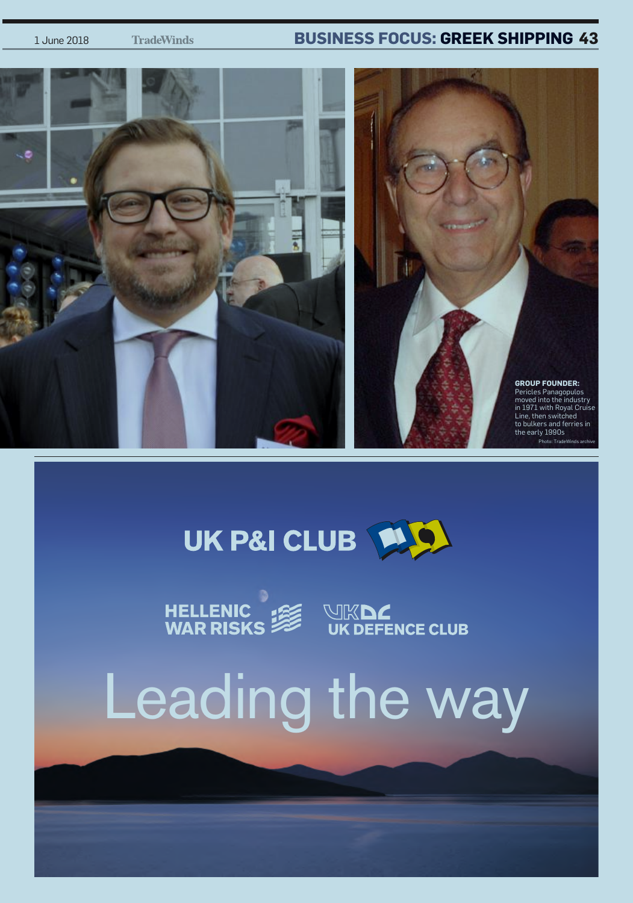**GROUP FOUNDER:** Pericles Panagopulos moved into the industry in 1971 with Royal Cruise Line, then switched to bulkers and ferries in the early 1990s

Photo: TradeWinds archive

UK P&I CLUB

HELLENIC WAR RISKS

UKDC UK DEFENCE CLUB

Leading the way